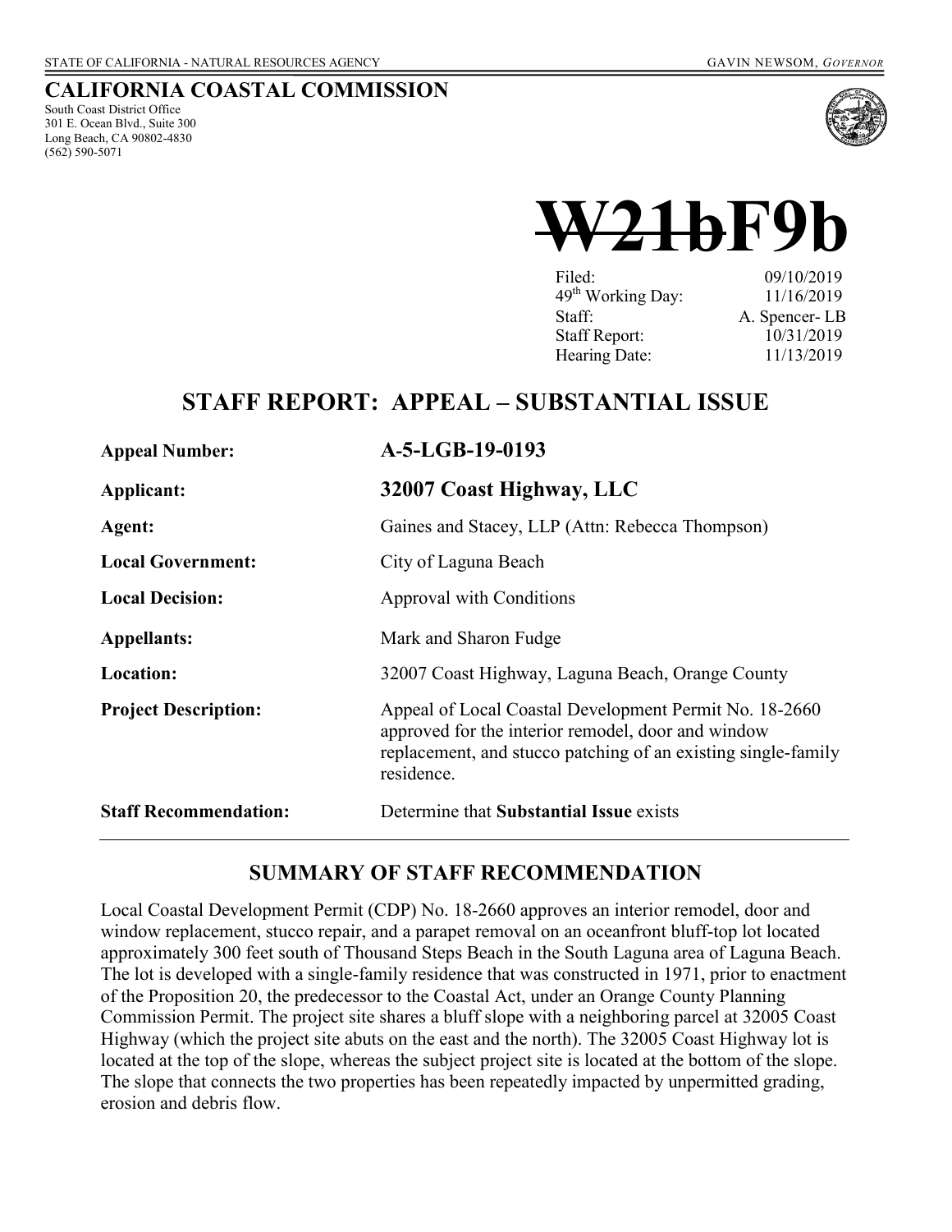STATE OF CALIFORNIA - NATURAL RESOURCES AGENCY GAVIN NEWSOM, *GOVERNOR*

# CALIFORNIA COASTAL COMMISSION

South Coast District Office
301 E. Ocean Blvd., Suite 300
Long Beach, CA 90802-4830
(562) 590-5071

# ~~W21b~~F9b

| | |
|---|---|
| Filed: | 09/10/2019 |
| 49th Working Day: | 11/16/2019 |
| Staff: | A. Spencer- LB |
| Staff Report: | 10/31/2019 |
| Hearing Date: | 11/13/2019 |

## STAFF REPORT: APPEAL – SUBSTANTIAL ISSUE

| | |
|---|---|
| **Appeal Number:** | **A-5-LGB-19-0193** |
| **Applicant:** | **32007 Coast Highway, LLC** |
| **Agent:** | Gaines and Stacey, LLP (Attn: Rebecca Thompson) |
| **Local Government:** | City of Laguna Beach |
| **Local Decision:** | Approval with Conditions |
| **Appellants:** | Mark and Sharon Fudge |
| **Location:** | 32007 Coast Highway, Laguna Beach, Orange County |
| **Project Description:** | Appeal of Local Coastal Development Permit No. 18-2660 approved for the interior remodel, door and window replacement, and stucco patching of an existing single-family residence. |
| **Staff Recommendation:** | Determine that **Substantial Issue** exists |

## SUMMARY OF STAFF RECOMMENDATION

Local Coastal Development Permit (CDP) No. 18-2660 approves an interior remodel, door and window replacement, stucco repair, and a parapet removal on an oceanfront bluff-top lot located approximately 300 feet south of Thousand Steps Beach in the South Laguna area of Laguna Beach. The lot is developed with a single-family residence that was constructed in 1971, prior to enactment of the Proposition 20, the predecessor to the Coastal Act, under an Orange County Planning Commission Permit. The project site shares a bluff slope with a neighboring parcel at 32005 Coast Highway (which the project site abuts on the east and the north). The 32005 Coast Highway lot is located at the top of the slope, whereas the subject project site is located at the bottom of the slope. The slope that connects the two properties has been repeatedly impacted by unpermitted grading, erosion and debris flow.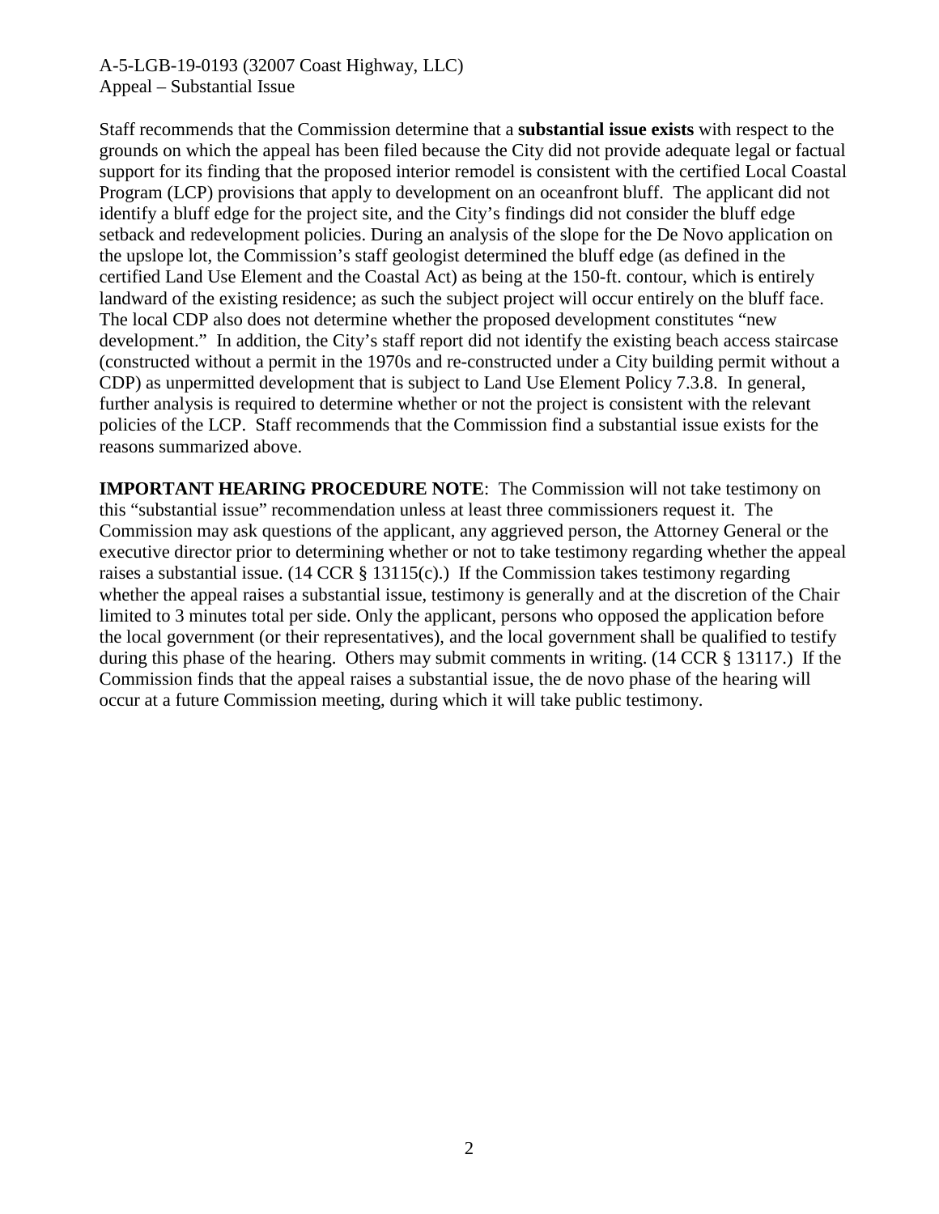Staff recommends that the Commission determine that a **substantial issue exists** with respect to the grounds on which the appeal has been filed because the City did not provide adequate legal or factual support for its finding that the proposed interior remodel is consistent with the certified Local Coastal Program (LCP) provisions that apply to development on an oceanfront bluff. The applicant did not identify a bluff edge for the project site, and the City's findings did not consider the bluff edge setback and redevelopment policies. During an analysis of the slope for the De Novo application on the upslope lot, the Commission's staff geologist determined the bluff edge (as defined in the certified Land Use Element and the Coastal Act) as being at the 150-ft. contour, which is entirely landward of the existing residence; as such the subject project will occur entirely on the bluff face. The local CDP also does not determine whether the proposed development constitutes "new development." In addition, the City's staff report did not identify the existing beach access staircase (constructed without a permit in the 1970s and re-constructed under a City building permit without a CDP) as unpermitted development that is subject to Land Use Element Policy 7.3.8. In general, further analysis is required to determine whether or not the project is consistent with the relevant policies of the LCP. Staff recommends that the Commission find a substantial issue exists for the reasons summarized above.

**IMPORTANT HEARING PROCEDURE NOTE**: The Commission will not take testimony on this "substantial issue" recommendation unless at least three commissioners request it. The Commission may ask questions of the applicant, any aggrieved person, the Attorney General or the executive director prior to determining whether or not to take testimony regarding whether the appeal raises a substantial issue. (14 CCR § 13115(c).) If the Commission takes testimony regarding whether the appeal raises a substantial issue, testimony is generally and at the discretion of the Chair limited to 3 minutes total per side. Only the applicant, persons who opposed the application before the local government (or their representatives), and the local government shall be qualified to testify during this phase of the hearing. Others may submit comments in writing. (14 CCR § 13117.) If the Commission finds that the appeal raises a substantial issue, the de novo phase of the hearing will occur at a future Commission meeting, during which it will take public testimony.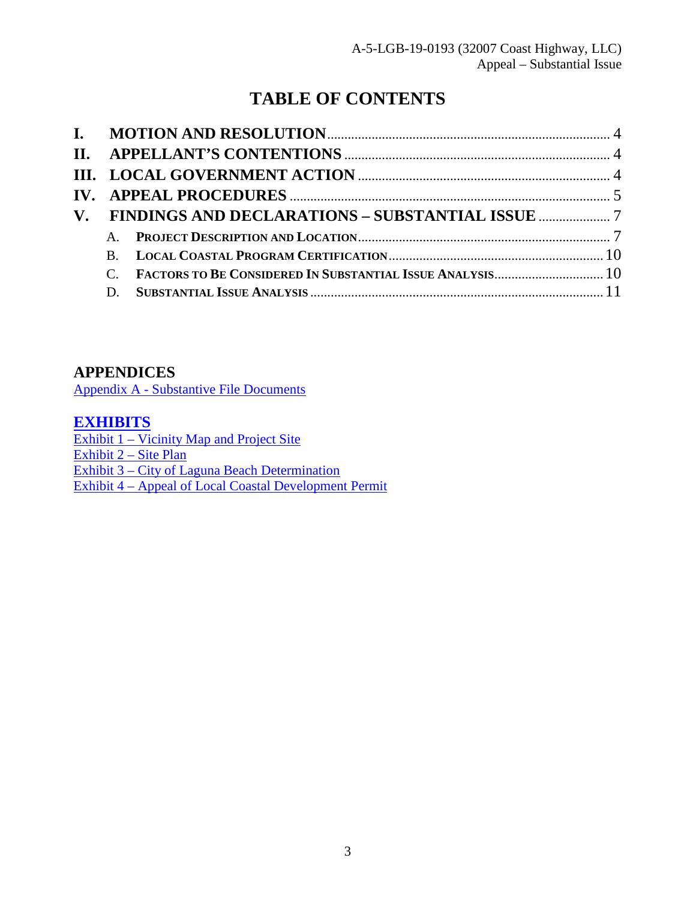# TABLE OF CONTENTS

**I. MOTION AND RESOLUTION** .......... 4

**II. APPELLANT'S CONTENTIONS** .......... 4

**III. LOCAL GOVERNMENT ACTION** .......... 4

**IV. APPEAL PROCEDURES** .......... 5

**V. FINDINGS AND DECLARATIONS – SUBSTANTIAL ISSUE** .......... 7

- A. **PROJECT DESCRIPTION AND LOCATION** .......... 7
- B. **LOCAL COASTAL PROGRAM CERTIFICATION** .......... 10
- C. **FACTORS TO BE CONSIDERED IN SUBSTANTIAL ISSUE ANALYSIS** .......... 10
- D. **SUBSTANTIAL ISSUE ANALYSIS** .......... 11

## APPENDICES

Appendix A - Substantive File Documents

## EXHIBITS

Exhibit 1 – Vicinity Map and Project Site
Exhibit 2 – Site Plan
Exhibit 3 – City of Laguna Beach Determination
Exhibit 4 – Appeal of Local Coastal Development Permit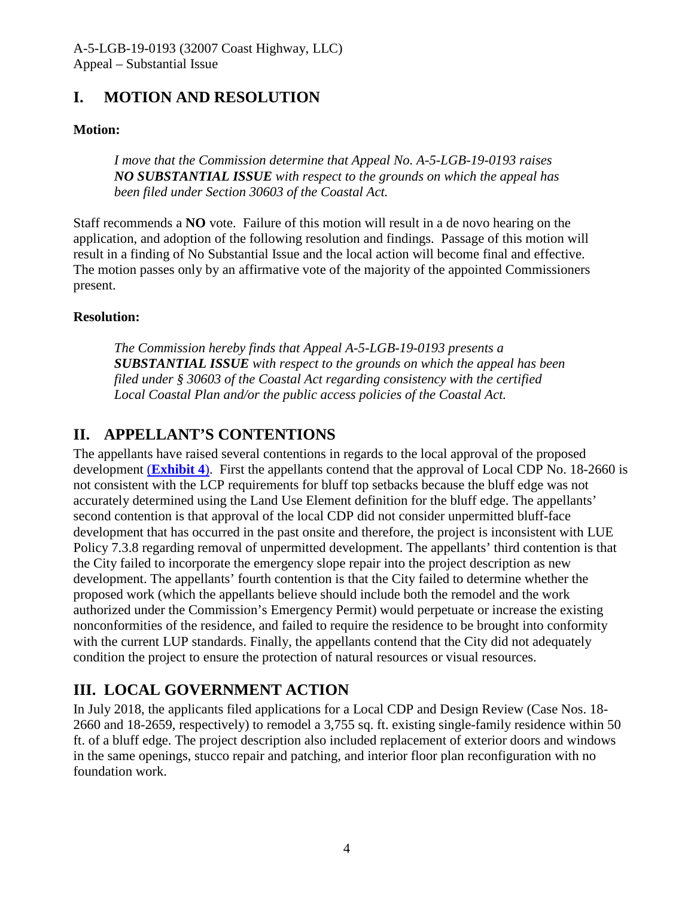## I. MOTION AND RESOLUTION

**Motion:**

> *I move that the Commission determine that Appeal No. A-5-LGB-19-0193 raises* ***NO SUBSTANTIAL ISSUE*** *with respect to the grounds on which the appeal has been filed under Section 30603 of the Coastal Act.*

Staff recommends a **NO** vote. Failure of this motion will result in a de novo hearing on the application, and adoption of the following resolution and findings. Passage of this motion will result in a finding of No Substantial Issue and the local action will become final and effective. The motion passes only by an affirmative vote of the majority of the appointed Commissioners present.

**Resolution:**

> *The Commission hereby finds that Appeal A-5-LGB-19-0193 presents a* ***SUBSTANTIAL ISSUE*** *with respect to the grounds on which the appeal has been filed under § 30603 of the Coastal Act regarding consistency with the certified Local Coastal Plan and/or the public access policies of the Coastal Act.*

## II. APPELLANT'S CONTENTIONS

The appellants have raised several contentions in regards to the local approval of the proposed development (**Exhibit 4**). First the appellants contend that the approval of Local CDP No. 18-2660 is not consistent with the LCP requirements for bluff top setbacks because the bluff edge was not accurately determined using the Land Use Element definition for the bluff edge. The appellants' second contention is that approval of the local CDP did not consider unpermitted bluff-face development that has occurred in the past onsite and therefore, the project is inconsistent with LUE Policy 7.3.8 regarding removal of unpermitted development. The appellants' third contention is that the City failed to incorporate the emergency slope repair into the project description as new development. The appellants' fourth contention is that the City failed to determine whether the proposed work (which the appellants believe should include both the remodel and the work authorized under the Commission's Emergency Permit) would perpetuate or increase the existing nonconformities of the residence, and failed to require the residence to be brought into conformity with the current LUP standards. Finally, the appellants contend that the City did not adequately condition the project to ensure the protection of natural resources or visual resources.

## III. LOCAL GOVERNMENT ACTION

In July 2018, the applicants filed applications for a Local CDP and Design Review (Case Nos. 18-2660 and 18-2659, respectively) to remodel a 3,755 sq. ft. existing single-family residence within 50 ft. of a bluff edge. The project description also included replacement of exterior doors and windows in the same openings, stucco repair and patching, and interior floor plan reconfiguration with no foundation work.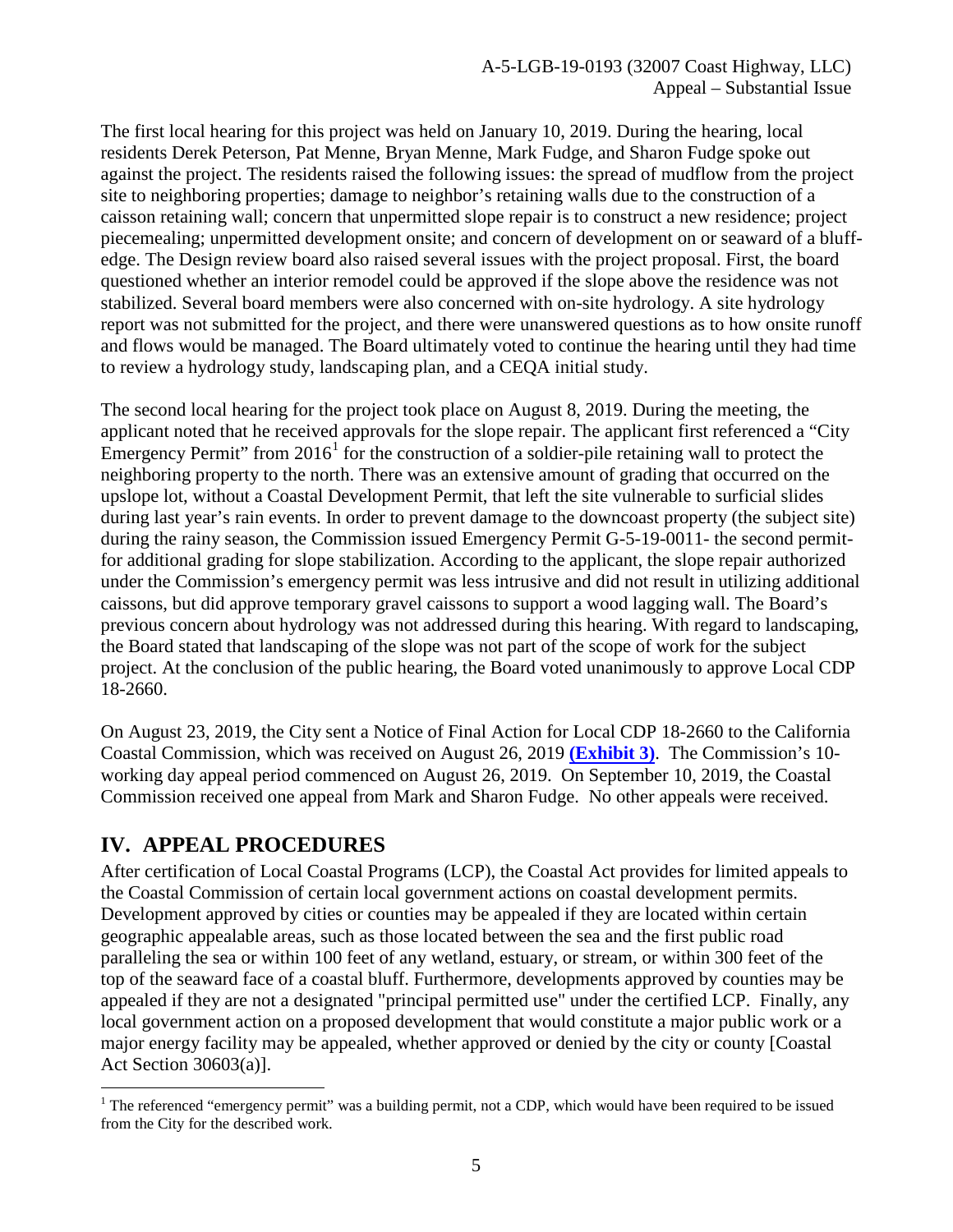The first local hearing for this project was held on January 10, 2019. During the hearing, local residents Derek Peterson, Pat Menne, Bryan Menne, Mark Fudge, and Sharon Fudge spoke out against the project. The residents raised the following issues: the spread of mudflow from the project site to neighboring properties; damage to neighbor's retaining walls due to the construction of a caisson retaining wall; concern that unpermitted slope repair is to construct a new residence; project piecemealing; unpermitted development onsite; and concern of development on or seaward of a bluff-edge. The Design review board also raised several issues with the project proposal. First, the board questioned whether an interior remodel could be approved if the slope above the residence was not stabilized. Several board members were also concerned with on-site hydrology. A site hydrology report was not submitted for the project, and there were unanswered questions as to how onsite runoff and flows would be managed. The Board ultimately voted to continue the hearing until they had time to review a hydrology study, landscaping plan, and a CEQA initial study.

The second local hearing for the project took place on August 8, 2019. During the meeting, the applicant noted that he received approvals for the slope repair. The applicant first referenced a "City Emergency Permit" from 2016[1] for the construction of a soldier-pile retaining wall to protect the neighboring property to the north. There was an extensive amount of grading that occurred on the upslope lot, without a Coastal Development Permit, that left the site vulnerable to surficial slides during last year's rain events. In order to prevent damage to the downcoast property (the subject site) during the rainy season, the Commission issued Emergency Permit G-5-19-0011- the second permit- for additional grading for slope stabilization. According to the applicant, the slope repair authorized under the Commission's emergency permit was less intrusive and did not result in utilizing additional caissons, but did approve temporary gravel caissons to support a wood lagging wall. The Board's previous concern about hydrology was not addressed during this hearing. With regard to landscaping, the Board stated that landscaping of the slope was not part of the scope of work for the subject project. At the conclusion of the public hearing, the Board voted unanimously to approve Local CDP 18-2660.

On August 23, 2019, the City sent a Notice of Final Action for Local CDP 18-2660 to the California Coastal Commission, which was received on August 26, 2019 **(Exhibit 3)**. The Commission's 10-working day appeal period commenced on August 26, 2019. On September 10, 2019, the Coastal Commission received one appeal from Mark and Sharon Fudge. No other appeals were received.

## IV. APPEAL PROCEDURES

After certification of Local Coastal Programs (LCP), the Coastal Act provides for limited appeals to the Coastal Commission of certain local government actions on coastal development permits. Development approved by cities or counties may be appealed if they are located within certain geographic appealable areas, such as those located between the sea and the first public road paralleling the sea or within 100 feet of any wetland, estuary, or stream, or within 300 feet of the top of the seaward face of a coastal bluff. Furthermore, developments approved by counties may be appealed if they are not a designated "principal permitted use" under the certified LCP. Finally, any local government action on a proposed development that would constitute a major public work or a major energy facility may be appealed, whether approved or denied by the city or county [Coastal Act Section 30603(a)].

---

[1] The referenced "emergency permit" was a building permit, not a CDP, which would have been required to be issued from the City for the described work.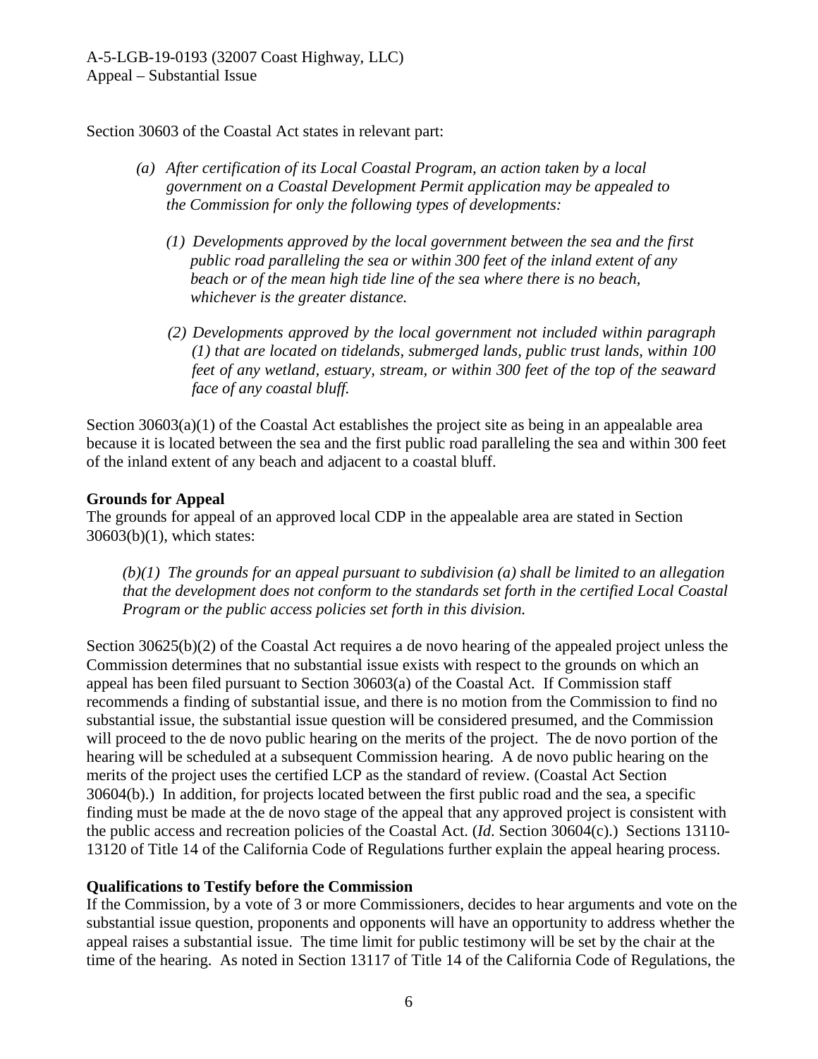Section 30603 of the Coastal Act states in relevant part:

> *(a) After certification of its Local Coastal Program, an action taken by a local government on a Coastal Development Permit application may be appealed to the Commission for only the following types of developments:*
>
> *(1) Developments approved by the local government between the sea and the first public road paralleling the sea or within 300 feet of the inland extent of any beach or of the mean high tide line of the sea where there is no beach, whichever is the greater distance.*
>
> *(2) Developments approved by the local government not included within paragraph (1) that are located on tidelands, submerged lands, public trust lands, within 100 feet of any wetland, estuary, stream, or within 300 feet of the top of the seaward face of any coastal bluff.*

Section 30603(a)(1) of the Coastal Act establishes the project site as being in an appealable area because it is located between the sea and the first public road paralleling the sea and within 300 feet of the inland extent of any beach and adjacent to a coastal bluff.

**Grounds for Appeal**

The grounds for appeal of an approved local CDP in the appealable area are stated in Section 30603(b)(1), which states:

> *(b)(1) The grounds for an appeal pursuant to subdivision (a) shall be limited to an allegation that the development does not conform to the standards set forth in the certified Local Coastal Program or the public access policies set forth in this division.*

Section 30625(b)(2) of the Coastal Act requires a de novo hearing of the appealed project unless the Commission determines that no substantial issue exists with respect to the grounds on which an appeal has been filed pursuant to Section 30603(a) of the Coastal Act. If Commission staff recommends a finding of substantial issue, and there is no motion from the Commission to find no substantial issue, the substantial issue question will be considered presumed, and the Commission will proceed to the de novo public hearing on the merits of the project. The de novo portion of the hearing will be scheduled at a subsequent Commission hearing. A de novo public hearing on the merits of the project uses the certified LCP as the standard of review. (Coastal Act Section 30604(b).) In addition, for projects located between the first public road and the sea, a specific finding must be made at the de novo stage of the appeal that any approved project is consistent with the public access and recreation policies of the Coastal Act. (*Id*. Section 30604(c).) Sections 13110-13120 of Title 14 of the California Code of Regulations further explain the appeal hearing process.

**Qualifications to Testify before the Commission**

If the Commission, by a vote of 3 or more Commissioners, decides to hear arguments and vote on the substantial issue question, proponents and opponents will have an opportunity to address whether the appeal raises a substantial issue. The time limit for public testimony will be set by the chair at the time of the hearing. As noted in Section 13117 of Title 14 of the California Code of Regulations, the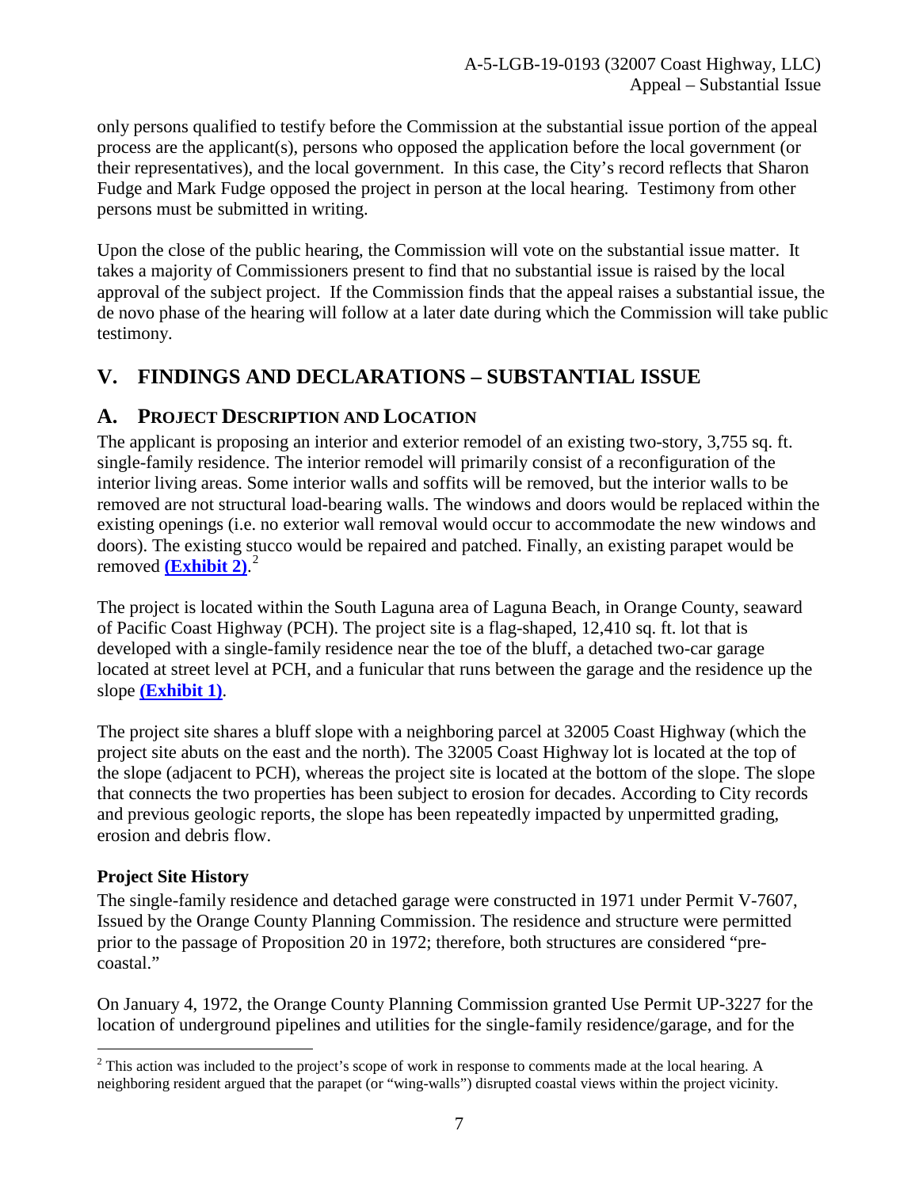only persons qualified to testify before the Commission at the substantial issue portion of the appeal process are the applicant(s), persons who opposed the application before the local government (or their representatives), and the local government. In this case, the City's record reflects that Sharon Fudge and Mark Fudge opposed the project in person at the local hearing. Testimony from other persons must be submitted in writing.

Upon the close of the public hearing, the Commission will vote on the substantial issue matter. It takes a majority of Commissioners present to find that no substantial issue is raised by the local approval of the subject project. If the Commission finds that the appeal raises a substantial issue, the de novo phase of the hearing will follow at a later date during which the Commission will take public testimony.

# V. FINDINGS AND DECLARATIONS – SUBSTANTIAL ISSUE

## A. PROJECT DESCRIPTION AND LOCATION

The applicant is proposing an interior and exterior remodel of an existing two-story, 3,755 sq. ft. single-family residence. The interior remodel will primarily consist of a reconfiguration of the interior living areas. Some interior walls and soffits will be removed, but the interior walls to be removed are not structural load-bearing walls. The windows and doors would be replaced within the existing openings (i.e. no exterior wall removal would occur to accommodate the new windows and doors). The existing stucco would be repaired and patched. Finally, an existing parapet would be removed **(Exhibit 2)**.[2]

The project is located within the South Laguna area of Laguna Beach, in Orange County, seaward of Pacific Coast Highway (PCH). The project site is a flag-shaped, 12,410 sq. ft. lot that is developed with a single-family residence near the toe of the bluff, a detached two-car garage located at street level at PCH, and a funicular that runs between the garage and the residence up the slope **(Exhibit 1)**.

The project site shares a bluff slope with a neighboring parcel at 32005 Coast Highway (which the project site abuts on the east and the north). The 32005 Coast Highway lot is located at the top of the slope (adjacent to PCH), whereas the project site is located at the bottom of the slope. The slope that connects the two properties has been subject to erosion for decades. According to City records and previous geologic reports, the slope has been repeatedly impacted by unpermitted grading, erosion and debris flow.

### Project Site History

The single-family residence and detached garage were constructed in 1971 under Permit V-7607, Issued by the Orange County Planning Commission. The residence and structure were permitted prior to the passage of Proposition 20 in 1972; therefore, both structures are considered "pre-coastal."

On January 4, 1972, the Orange County Planning Commission granted Use Permit UP-3227 for the location of underground pipelines and utilities for the single-family residence/garage, and for the

[2] This action was included to the project's scope of work in response to comments made at the local hearing. A neighboring resident argued that the parapet (or "wing-walls") disrupted coastal views within the project vicinity.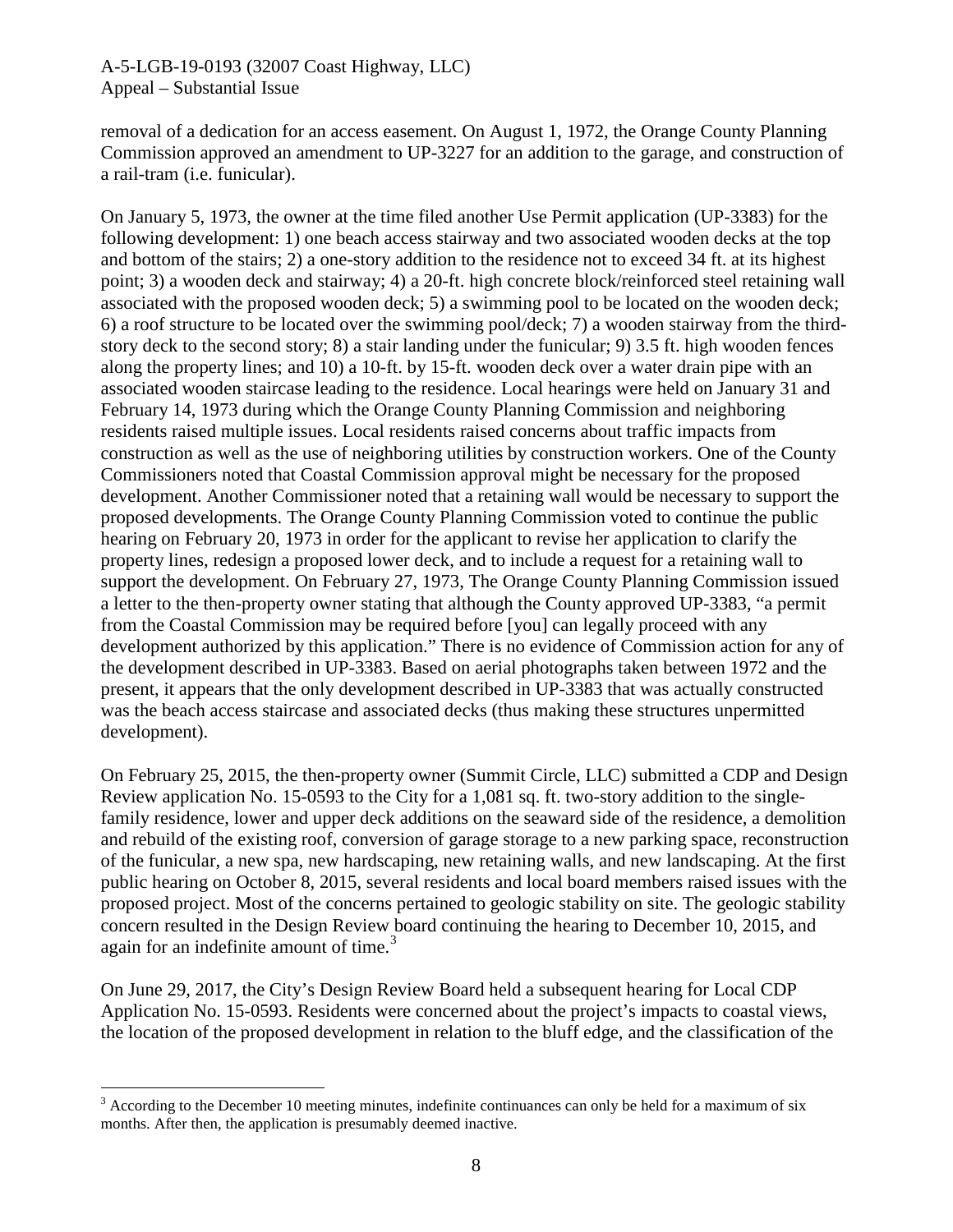removal of a dedication for an access easement. On August 1, 1972, the Orange County Planning Commission approved an amendment to UP-3227 for an addition to the garage, and construction of a rail-tram (i.e. funicular).

On January 5, 1973, the owner at the time filed another Use Permit application (UP-3383) for the following development: 1) one beach access stairway and two associated wooden decks at the top and bottom of the stairs; 2) a one-story addition to the residence not to exceed 34 ft. at its highest point; 3) a wooden deck and stairway; 4) a 20-ft. high concrete block/reinforced steel retaining wall associated with the proposed wooden deck; 5) a swimming pool to be located on the wooden deck; 6) a roof structure to be located over the swimming pool/deck; 7) a wooden stairway from the third-story deck to the second story; 8) a stair landing under the funicular; 9) 3.5 ft. high wooden fences along the property lines; and 10) a 10-ft. by 15-ft. wooden deck over a water drain pipe with an associated wooden staircase leading to the residence. Local hearings were held on January 31 and February 14, 1973 during which the Orange County Planning Commission and neighboring residents raised multiple issues. Local residents raised concerns about traffic impacts from construction as well as the use of neighboring utilities by construction workers. One of the County Commissioners noted that Coastal Commission approval might be necessary for the proposed development. Another Commissioner noted that a retaining wall would be necessary to support the proposed developments. The Orange County Planning Commission voted to continue the public hearing on February 20, 1973 in order for the applicant to revise her application to clarify the property lines, redesign a proposed lower deck, and to include a request for a retaining wall to support the development. On February 27, 1973, The Orange County Planning Commission issued a letter to the then-property owner stating that although the County approved UP-3383, "a permit from the Coastal Commission may be required before [you] can legally proceed with any development authorized by this application." There is no evidence of Commission action for any of the development described in UP-3383. Based on aerial photographs taken between 1972 and the present, it appears that the only development described in UP-3383 that was actually constructed was the beach access staircase and associated decks (thus making these structures unpermitted development).

On February 25, 2015, the then-property owner (Summit Circle, LLC) submitted a CDP and Design Review application No. 15-0593 to the City for a 1,081 sq. ft. two-story addition to the single-family residence, lower and upper deck additions on the seaward side of the residence, a demolition and rebuild of the existing roof, conversion of garage storage to a new parking space, reconstruction of the funicular, a new spa, new hardscaping, new retaining walls, and new landscaping. At the first public hearing on October 8, 2015, several residents and local board members raised issues with the proposed project. Most of the concerns pertained to geologic stability on site. The geologic stability concern resulted in the Design Review board continuing the hearing to December 10, 2015, and again for an indefinite amount of time.[3]

On June 29, 2017, the City's Design Review Board held a subsequent hearing for Local CDP Application No. 15-0593. Residents were concerned about the project's impacts to coastal views, the location of the proposed development in relation to the bluff edge, and the classification of the

[3] According to the December 10 meeting minutes, indefinite continuances can only be held for a maximum of six months. After then, the application is presumably deemed inactive.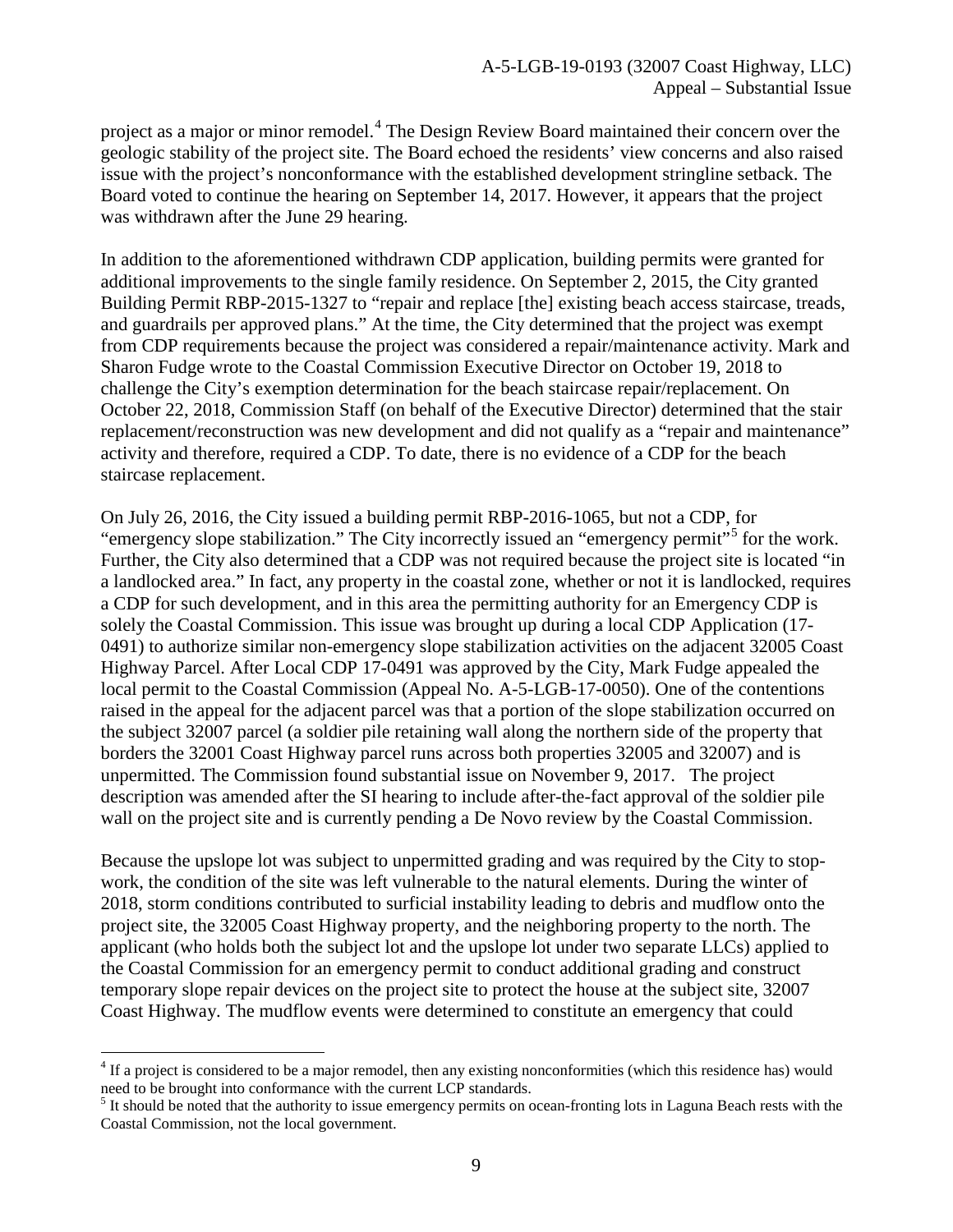project as a major or minor remodel.[4] The Design Review Board maintained their concern over the geologic stability of the project site. The Board echoed the residents' view concerns and also raised issue with the project's nonconformance with the established development stringline setback. The Board voted to continue the hearing on September 14, 2017. However, it appears that the project was withdrawn after the June 29 hearing.

In addition to the aforementioned withdrawn CDP application, building permits were granted for additional improvements to the single family residence. On September 2, 2015, the City granted Building Permit RBP-2015-1327 to "repair and replace [the] existing beach access staircase, treads, and guardrails per approved plans." At the time, the City determined that the project was exempt from CDP requirements because the project was considered a repair/maintenance activity. Mark and Sharon Fudge wrote to the Coastal Commission Executive Director on October 19, 2018 to challenge the City's exemption determination for the beach staircase repair/replacement. On October 22, 2018, Commission Staff (on behalf of the Executive Director) determined that the stair replacement/reconstruction was new development and did not qualify as a "repair and maintenance" activity and therefore, required a CDP. To date, there is no evidence of a CDP for the beach staircase replacement.

On July 26, 2016, the City issued a building permit RBP-2016-1065, but not a CDP, for "emergency slope stabilization." The City incorrectly issued an "emergency permit"[5] for the work. Further, the City also determined that a CDP was not required because the project site is located "in a landlocked area." In fact, any property in the coastal zone, whether or not it is landlocked, requires a CDP for such development, and in this area the permitting authority for an Emergency CDP is solely the Coastal Commission. This issue was brought up during a local CDP Application (17-0491) to authorize similar non-emergency slope stabilization activities on the adjacent 32005 Coast Highway Parcel. After Local CDP 17-0491 was approved by the City, Mark Fudge appealed the local permit to the Coastal Commission (Appeal No. A-5-LGB-17-0050). One of the contentions raised in the appeal for the adjacent parcel was that a portion of the slope stabilization occurred on the subject 32007 parcel (a soldier pile retaining wall along the northern side of the property that borders the 32001 Coast Highway parcel runs across both properties 32005 and 32007) and is unpermitted. The Commission found substantial issue on November 9, 2017. The project description was amended after the SI hearing to include after-the-fact approval of the soldier pile wall on the project site and is currently pending a De Novo review by the Coastal Commission.

Because the upslope lot was subject to unpermitted grading and was required by the City to stop-work, the condition of the site was left vulnerable to the natural elements. During the winter of 2018, storm conditions contributed to surficial instability leading to debris and mudflow onto the project site, the 32005 Coast Highway property, and the neighboring property to the north. The applicant (who holds both the subject lot and the upslope lot under two separate LLCs) applied to the Coastal Commission for an emergency permit to conduct additional grading and construct temporary slope repair devices on the project site to protect the house at the subject site, 32007 Coast Highway. The mudflow events were determined to constitute an emergency that could

---

[4] If a project is considered to be a major remodel, then any existing nonconformities (which this residence has) would need to be brought into conformance with the current LCP standards.

[5] It should be noted that the authority to issue emergency permits on ocean-fronting lots in Laguna Beach rests with the Coastal Commission, not the local government.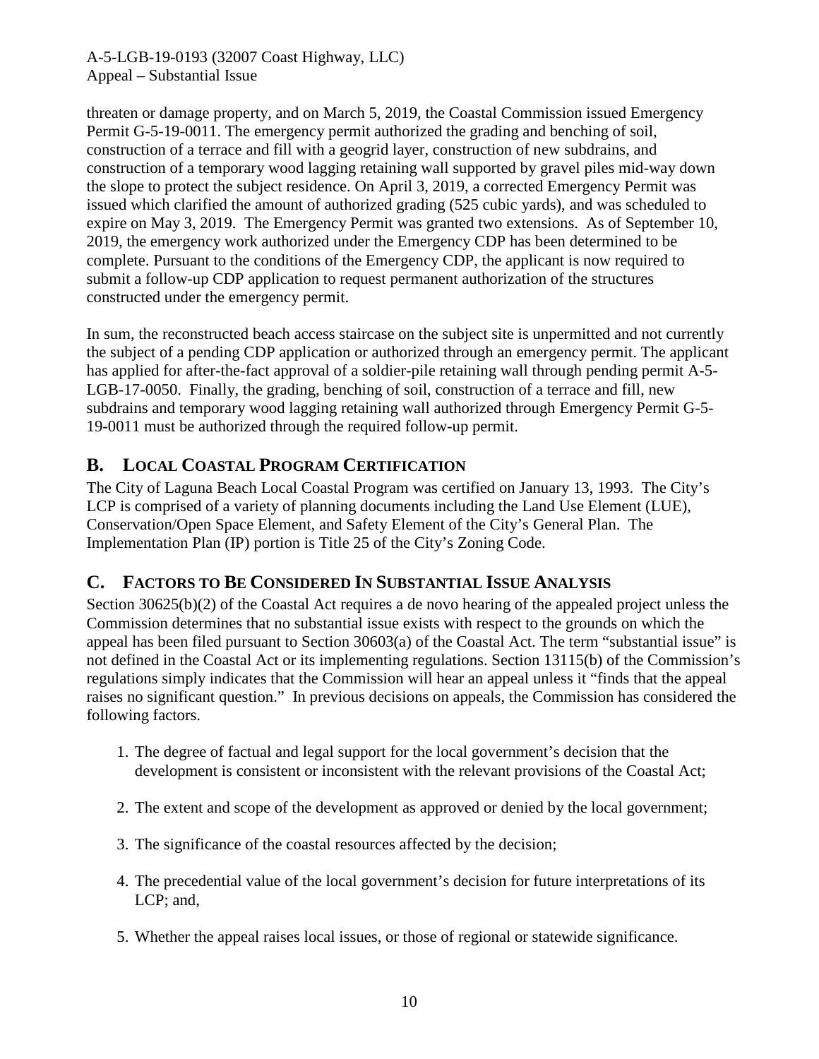threaten or damage property, and on March 5, 2019, the Coastal Commission issued Emergency Permit G-5-19-0011. The emergency permit authorized the grading and benching of soil, construction of a terrace and fill with a geogrid layer, construction of new subdrains, and construction of a temporary wood lagging retaining wall supported by gravel piles mid-way down the slope to protect the subject residence. On April 3, 2019, a corrected Emergency Permit was issued which clarified the amount of authorized grading (525 cubic yards), and was scheduled to expire on May 3, 2019. The Emergency Permit was granted two extensions. As of September 10, 2019, the emergency work authorized under the Emergency CDP has been determined to be complete. Pursuant to the conditions of the Emergency CDP, the applicant is now required to submit a follow-up CDP application to request permanent authorization of the structures constructed under the emergency permit.

In sum, the reconstructed beach access staircase on the subject site is unpermitted and not currently the subject of a pending CDP application or authorized through an emergency permit. The applicant has applied for after-the-fact approval of a soldier-pile retaining wall through pending permit A-5-LGB-17-0050. Finally, the grading, benching of soil, construction of a terrace and fill, new subdrains and temporary wood lagging retaining wall authorized through Emergency Permit G-5-19-0011 must be authorized through the required follow-up permit.

## B. Local Coastal Program Certification

The City of Laguna Beach Local Coastal Program was certified on January 13, 1993. The City's LCP is comprised of a variety of planning documents including the Land Use Element (LUE), Conservation/Open Space Element, and Safety Element of the City's General Plan. The Implementation Plan (IP) portion is Title 25 of the City's Zoning Code.

## C. Factors to Be Considered In Substantial Issue Analysis

Section 30625(b)(2) of the Coastal Act requires a de novo hearing of the appealed project unless the Commission determines that no substantial issue exists with respect to the grounds on which the appeal has been filed pursuant to Section 30603(a) of the Coastal Act. The term "substantial issue" is not defined in the Coastal Act or its implementing regulations. Section 13115(b) of the Commission's regulations simply indicates that the Commission will hear an appeal unless it "finds that the appeal raises no significant question." In previous decisions on appeals, the Commission has considered the following factors.

1. The degree of factual and legal support for the local government's decision that the development is consistent or inconsistent with the relevant provisions of the Coastal Act;

2. The extent and scope of the development as approved or denied by the local government;

3. The significance of the coastal resources affected by the decision;

4. The precedential value of the local government's decision for future interpretations of its LCP; and,

5. Whether the appeal raises local issues, or those of regional or statewide significance.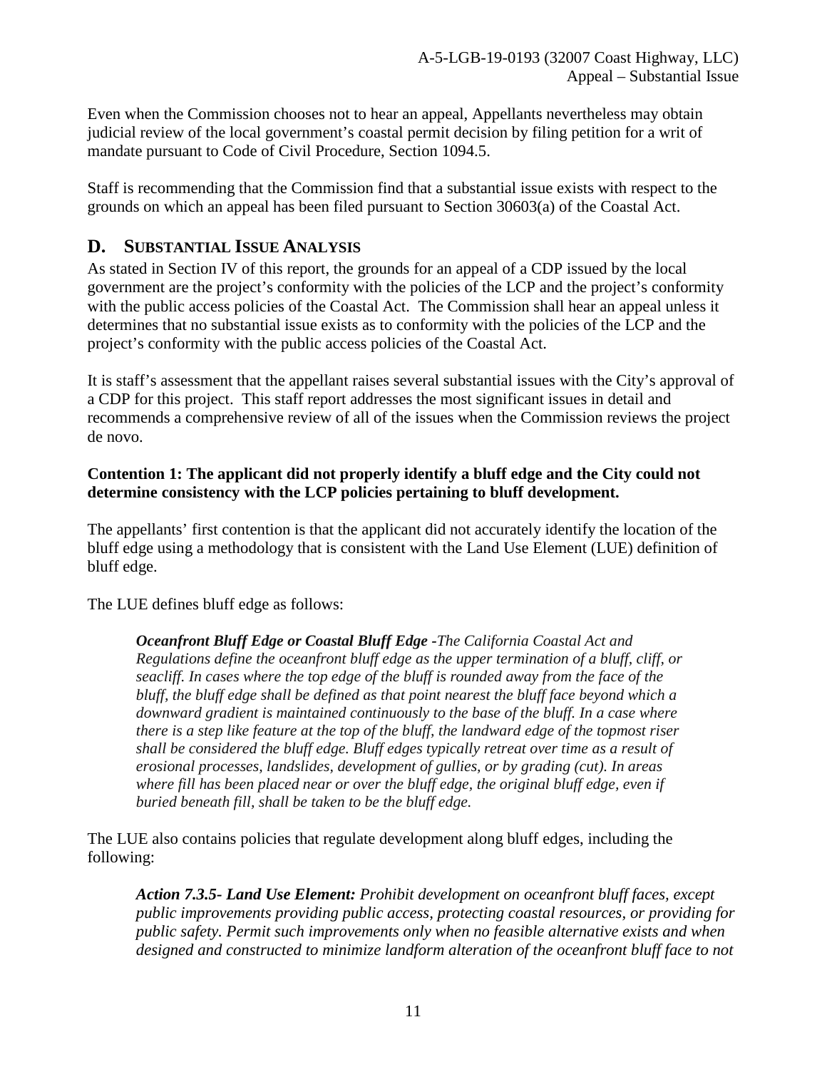Even when the Commission chooses not to hear an appeal, Appellants nevertheless may obtain judicial review of the local government's coastal permit decision by filing petition for a writ of mandate pursuant to Code of Civil Procedure, Section 1094.5.

Staff is recommending that the Commission find that a substantial issue exists with respect to the grounds on which an appeal has been filed pursuant to Section 30603(a) of the Coastal Act.

## D. Substantial Issue Analysis

As stated in Section IV of this report, the grounds for an appeal of a CDP issued by the local government are the project's conformity with the policies of the LCP and the project's conformity with the public access policies of the Coastal Act. The Commission shall hear an appeal unless it determines that no substantial issue exists as to conformity with the policies of the LCP and the project's conformity with the public access policies of the Coastal Act.

It is staff's assessment that the appellant raises several substantial issues with the City's approval of a CDP for this project. This staff report addresses the most significant issues in detail and recommends a comprehensive review of all of the issues when the Commission reviews the project de novo.

**Contention 1: The applicant did not properly identify a bluff edge and the City could not determine consistency with the LCP policies pertaining to bluff development.**

The appellants' first contention is that the applicant did not accurately identify the location of the bluff edge using a methodology that is consistent with the Land Use Element (LUE) definition of bluff edge.

The LUE defines bluff edge as follows:

> ***Oceanfront Bluff Edge or Coastal Bluff Edge** -The California Coastal Act and Regulations define the oceanfront bluff edge as the upper termination of a bluff, cliff, or seacliff. In cases where the top edge of the bluff is rounded away from the face of the bluff, the bluff edge shall be defined as that point nearest the bluff face beyond which a downward gradient is maintained continuously to the base of the bluff. In a case where there is a step like feature at the top of the bluff, the landward edge of the topmost riser shall be considered the bluff edge. Bluff edges typically retreat over time as a result of erosional processes, landslides, development of gullies, or by grading (cut). In areas where fill has been placed near or over the bluff edge, the original bluff edge, even if buried beneath fill, shall be taken to be the bluff edge.*

The LUE also contains policies that regulate development along bluff edges, including the following:

> ***Action 7.3.5- Land Use Element:** Prohibit development on oceanfront bluff faces, except public improvements providing public access, protecting coastal resources, or providing for public safety. Permit such improvements only when no feasible alternative exists and when designed and constructed to minimize landform alteration of the oceanfront bluff face to not*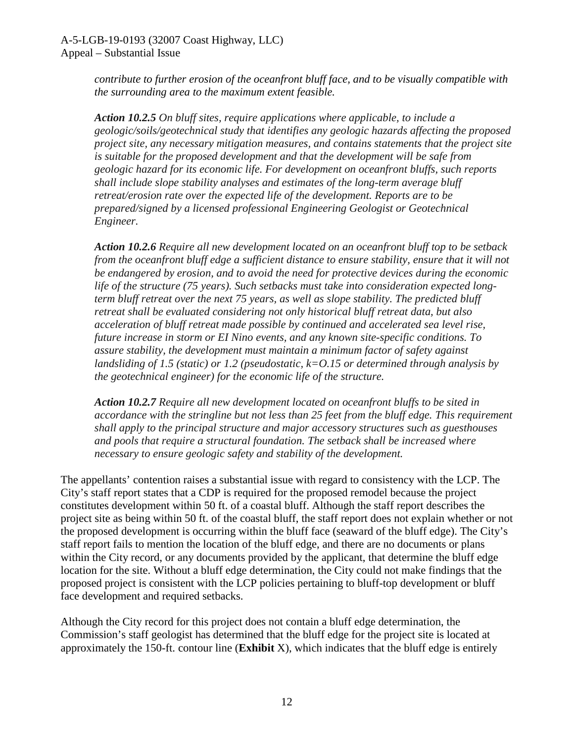*contribute to further erosion of the oceanfront bluff face, and to be visually compatible with the surrounding area to the maximum extent feasible.*

***Action 10.2.5*** *On bluff sites, require applications where applicable, to include a geologic/soils/geotechnical study that identifies any geologic hazards affecting the proposed project site, any necessary mitigation measures, and contains statements that the project site is suitable for the proposed development and that the development will be safe from geologic hazard for its economic life. For development on oceanfront bluffs, such reports shall include slope stability analyses and estimates of the long-term average bluff retreat/erosion rate over the expected life of the development. Reports are to be prepared/signed by a licensed professional Engineering Geologist or Geotechnical Engineer.*

***Action 10.2.6*** *Require all new development located on an oceanfront bluff top to be setback from the oceanfront bluff edge a sufficient distance to ensure stability, ensure that it will not be endangered by erosion, and to avoid the need for protective devices during the economic life of the structure (75 years). Such setbacks must take into consideration expected long-term bluff retreat over the next 75 years, as well as slope stability. The predicted bluff retreat shall be evaluated considering not only historical bluff retreat data, but also acceleration of bluff retreat made possible by continued and accelerated sea level rise, future increase in storm or EI Nino events, and any known site-specific conditions. To assure stability, the development must maintain a minimum factor of safety against landsliding of 1.5 (static) or 1.2 (pseudostatic, k=O.15 or determined through analysis by the geotechnical engineer) for the economic life of the structure.*

***Action 10.2.7*** *Require all new development located on oceanfront bluffs to be sited in accordance with the stringline but not less than 25 feet from the bluff edge. This requirement shall apply to the principal structure and major accessory structures such as guesthouses and pools that require a structural foundation. The setback shall be increased where necessary to ensure geologic safety and stability of the development.*

The appellants' contention raises a substantial issue with regard to consistency with the LCP. The City's staff report states that a CDP is required for the proposed remodel because the project constitutes development within 50 ft. of a coastal bluff. Although the staff report describes the project site as being within 50 ft. of the coastal bluff, the staff report does not explain whether or not the proposed development is occurring within the bluff face (seaward of the bluff edge). The City's staff report fails to mention the location of the bluff edge, and there are no documents or plans within the City record, or any documents provided by the applicant, that determine the bluff edge location for the site. Without a bluff edge determination, the City could not make findings that the proposed project is consistent with the LCP policies pertaining to bluff-top development or bluff face development and required setbacks.

Although the City record for this project does not contain a bluff edge determination, the Commission's staff geologist has determined that the bluff edge for the project site is located at approximately the 150-ft. contour line (**Exhibit** X), which indicates that the bluff edge is entirely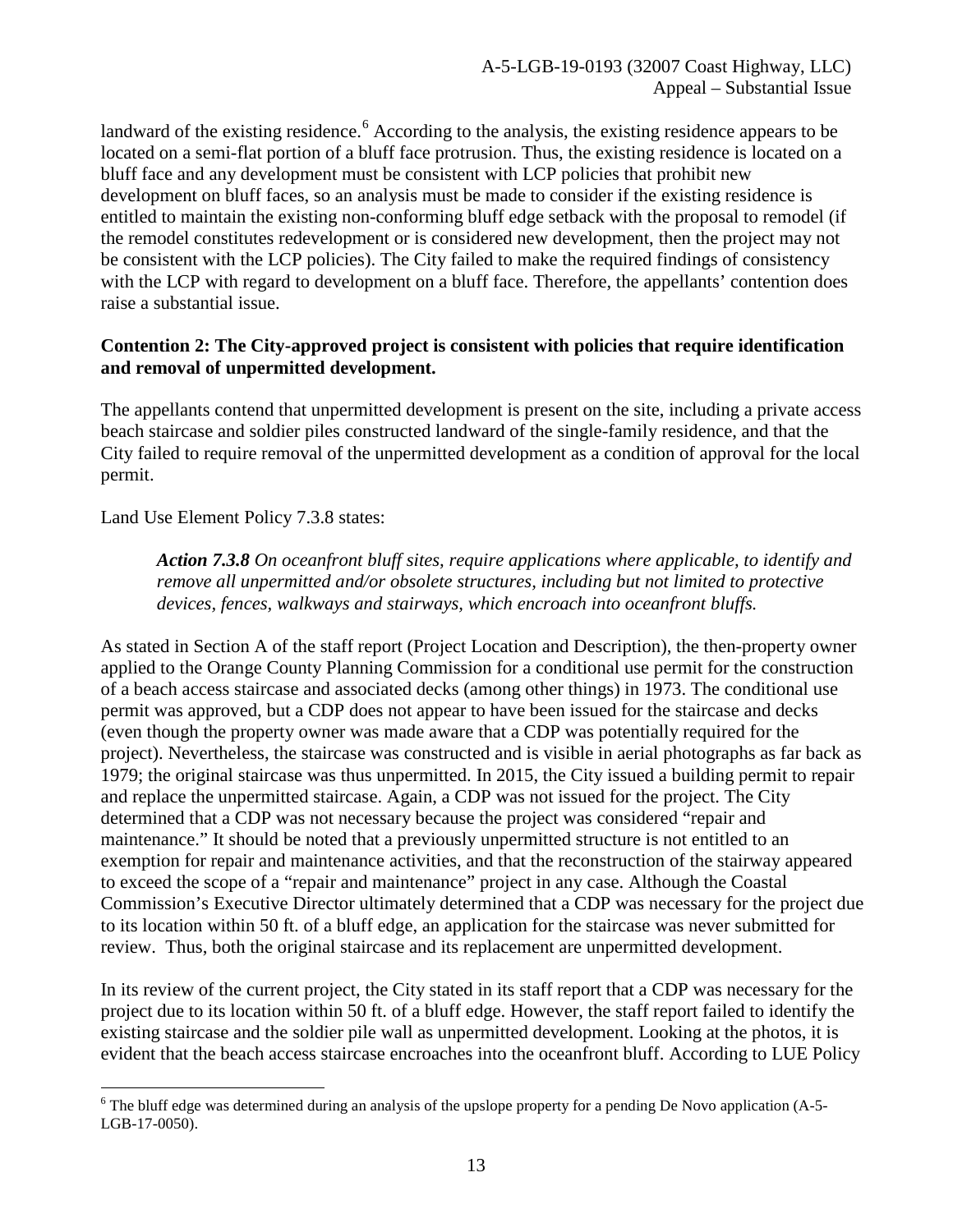landward of the existing residence.[6] According to the analysis, the existing residence appears to be located on a semi-flat portion of a bluff face protrusion. Thus, the existing residence is located on a bluff face and any development must be consistent with LCP policies that prohibit new development on bluff faces, so an analysis must be made to consider if the existing residence is entitled to maintain the existing non-conforming bluff edge setback with the proposal to remodel (if the remodel constitutes redevelopment or is considered new development, then the project may not be consistent with the LCP policies). The City failed to make the required findings of consistency with the LCP with regard to development on a bluff face. Therefore, the appellants' contention does raise a substantial issue.

**Contention 2: The City-approved project is consistent with policies that require identification and removal of unpermitted development.**

The appellants contend that unpermitted development is present on the site, including a private access beach staircase and soldier piles constructed landward of the single-family residence, and that the City failed to require removal of the unpermitted development as a condition of approval for the local permit.

Land Use Element Policy 7.3.8 states:

> ***Action 7.3.8*** *On oceanfront bluff sites, require applications where applicable, to identify and remove all unpermitted and/or obsolete structures, including but not limited to protective devices, fences, walkways and stairways, which encroach into oceanfront bluffs.*

As stated in Section A of the staff report (Project Location and Description), the then-property owner applied to the Orange County Planning Commission for a conditional use permit for the construction of a beach access staircase and associated decks (among other things) in 1973. The conditional use permit was approved, but a CDP does not appear to have been issued for the staircase and decks (even though the property owner was made aware that a CDP was potentially required for the project). Nevertheless, the staircase was constructed and is visible in aerial photographs as far back as 1979; the original staircase was thus unpermitted. In 2015, the City issued a building permit to repair and replace the unpermitted staircase. Again, a CDP was not issued for the project. The City determined that a CDP was not necessary because the project was considered "repair and maintenance." It should be noted that a previously unpermitted structure is not entitled to an exemption for repair and maintenance activities, and that the reconstruction of the stairway appeared to exceed the scope of a "repair and maintenance" project in any case. Although the Coastal Commission's Executive Director ultimately determined that a CDP was necessary for the project due to its location within 50 ft. of a bluff edge, an application for the staircase was never submitted for review. Thus, both the original staircase and its replacement are unpermitted development.

In its review of the current project, the City stated in its staff report that a CDP was necessary for the project due to its location within 50 ft. of a bluff edge. However, the staff report failed to identify the existing staircase and the soldier pile wall as unpermitted development. Looking at the photos, it is evident that the beach access staircase encroaches into the oceanfront bluff. According to LUE Policy

[6] The bluff edge was determined during an analysis of the upslope property for a pending De Novo application (A-5-LGB-17-0050).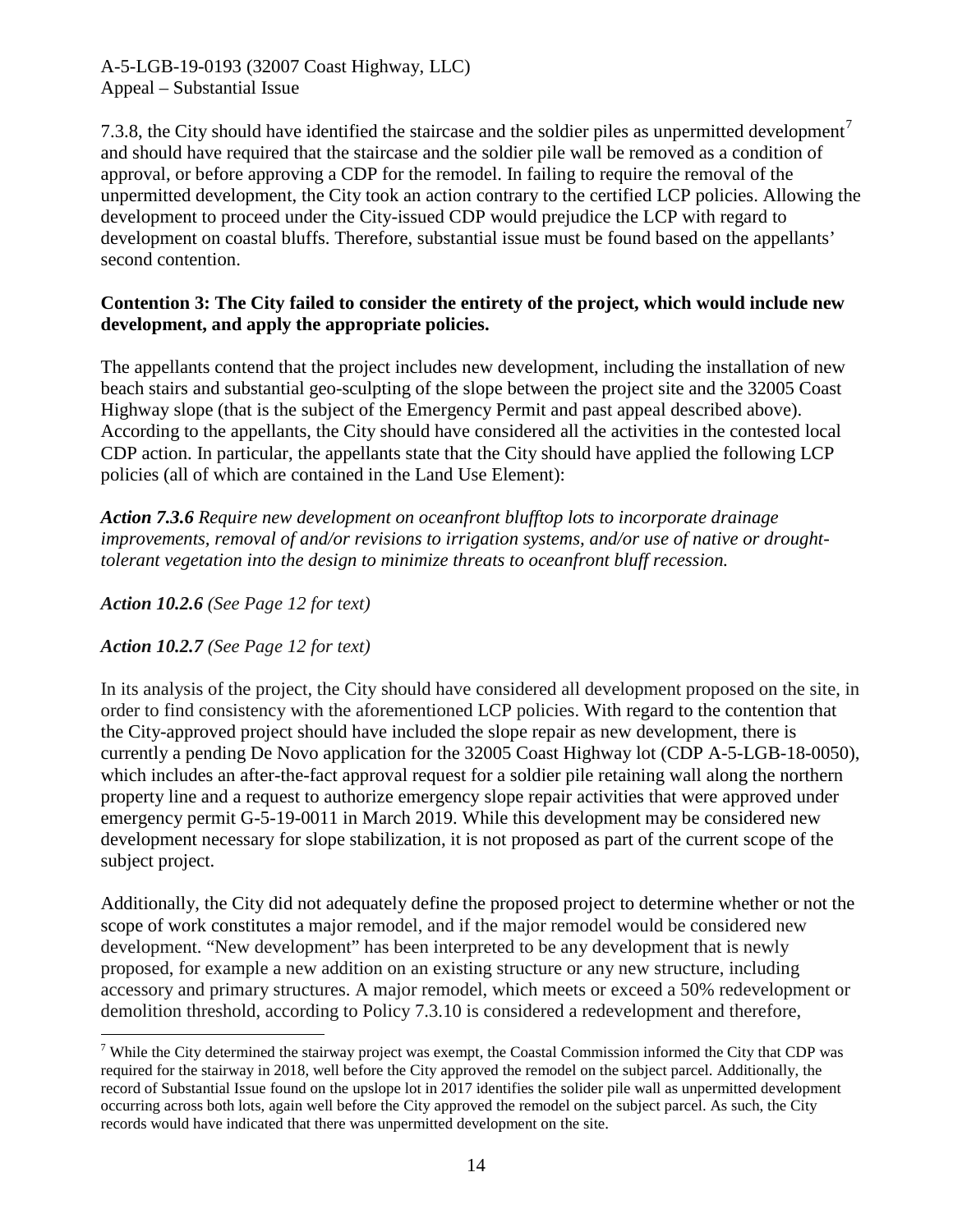7.3.8, the City should have identified the staircase and the soldier piles as unpermitted development[7] and should have required that the staircase and the soldier pile wall be removed as a condition of approval, or before approving a CDP for the remodel. In failing to require the removal of the unpermitted development, the City took an action contrary to the certified LCP policies. Allowing the development to proceed under the City-issued CDP would prejudice the LCP with regard to development on coastal bluffs. Therefore, substantial issue must be found based on the appellants' second contention.

**Contention 3: The City failed to consider the entirety of the project, which would include new development, and apply the appropriate policies.**

The appellants contend that the project includes new development, including the installation of new beach stairs and substantial geo-sculpting of the slope between the project site and the 32005 Coast Highway slope (that is the subject of the Emergency Permit and past appeal described above). According to the appellants, the City should have considered all the activities in the contested local CDP action. In particular, the appellants state that the City should have applied the following LCP policies (all of which are contained in the Land Use Element):

***Action 7.3.6*** *Require new development on oceanfront blufftop lots to incorporate drainage improvements, removal of and/or revisions to irrigation systems, and/or use of native or drought-tolerant vegetation into the design to minimize threats to oceanfront bluff recession.*

***Action 10.2.6*** *(See Page 12 for text)*

***Action 10.2.7*** *(See Page 12 for text)*

In its analysis of the project, the City should have considered all development proposed on the site, in order to find consistency with the aforementioned LCP policies. With regard to the contention that the City-approved project should have included the slope repair as new development, there is currently a pending De Novo application for the 32005 Coast Highway lot (CDP A-5-LGB-18-0050), which includes an after-the-fact approval request for a soldier pile retaining wall along the northern property line and a request to authorize emergency slope repair activities that were approved under emergency permit G-5-19-0011 in March 2019. While this development may be considered new development necessary for slope stabilization, it is not proposed as part of the current scope of the subject project.

Additionally, the City did not adequately define the proposed project to determine whether or not the scope of work constitutes a major remodel, and if the major remodel would be considered new development. "New development" has been interpreted to be any development that is newly proposed, for example a new addition on an existing structure or any new structure, including accessory and primary structures. A major remodel, which meets or exceed a 50% redevelopment or demolition threshold, according to Policy 7.3.10 is considered a redevelopment and therefore,

[7] While the City determined the stairway project was exempt, the Coastal Commission informed the City that CDP was required for the stairway in 2018, well before the City approved the remodel on the subject parcel. Additionally, the record of Substantial Issue found on the upslope lot in 2017 identifies the solider pile wall as unpermitted development occurring across both lots, again well before the City approved the remodel on the subject parcel. As such, the City records would have indicated that there was unpermitted development on the site.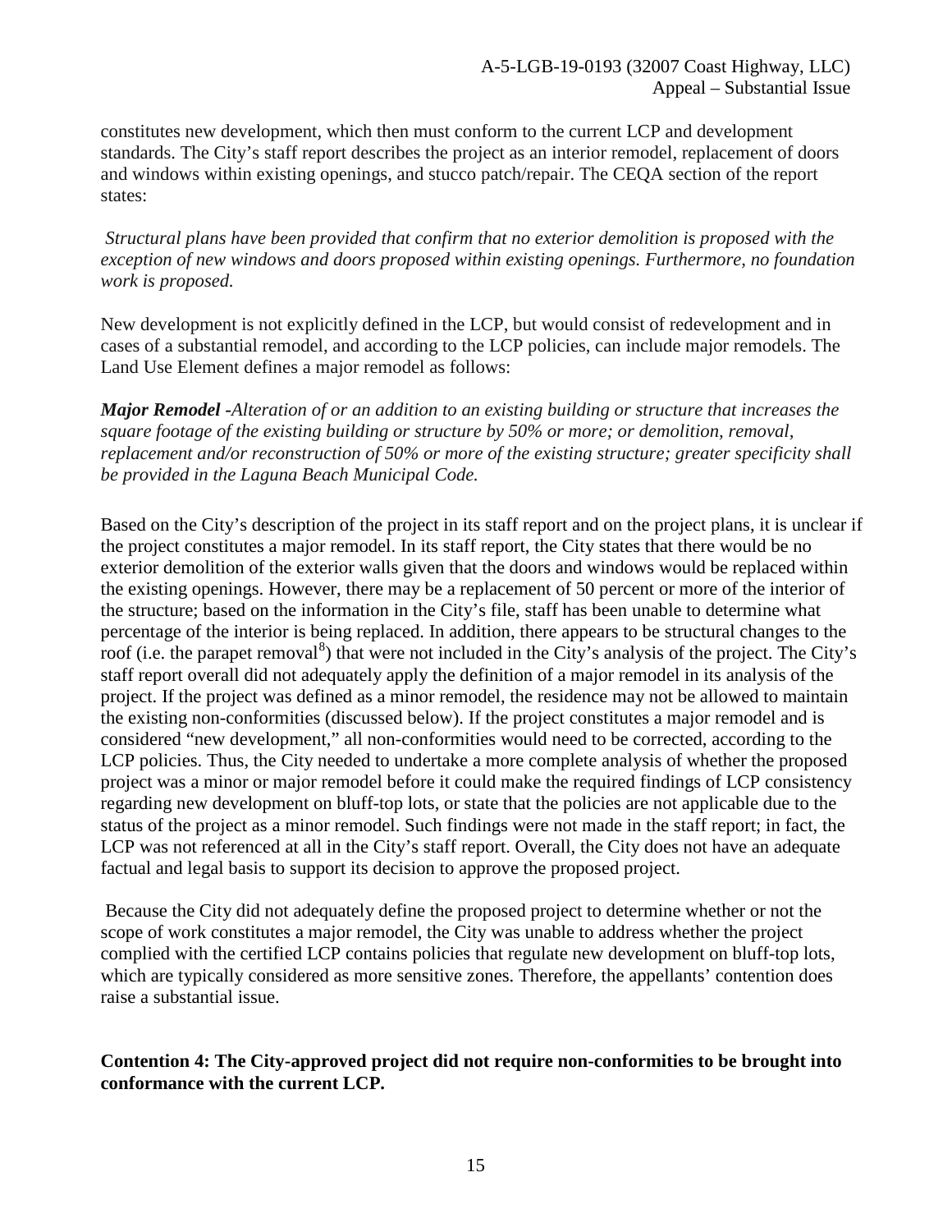constitutes new development, which then must conform to the current LCP and development standards. The City's staff report describes the project as an interior remodel, replacement of doors and windows within existing openings, and stucco patch/repair. The CEQA section of the report states:

*Structural plans have been provided that confirm that no exterior demolition is proposed with the exception of new windows and doors proposed within existing openings. Furthermore, no foundation work is proposed.*

New development is not explicitly defined in the LCP, but would consist of redevelopment and in cases of a substantial remodel, and according to the LCP policies, can include major remodels. The Land Use Element defines a major remodel as follows:

***Major Remodel*** *-Alteration of or an addition to an existing building or structure that increases the square footage of the existing building or structure by 50% or more; or demolition, removal, replacement and/or reconstruction of 50% or more of the existing structure; greater specificity shall be provided in the Laguna Beach Municipal Code.*

Based on the City's description of the project in its staff report and on the project plans, it is unclear if the project constitutes a major remodel. In its staff report, the City states that there would be no exterior demolition of the exterior walls given that the doors and windows would be replaced within the existing openings. However, there may be a replacement of 50 percent or more of the interior of the structure; based on the information in the City's file, staff has been unable to determine what percentage of the interior is being replaced. In addition, there appears to be structural changes to the roof (i.e. the parapet removal[8]) that were not included in the City's analysis of the project. The City's staff report overall did not adequately apply the definition of a major remodel in its analysis of the project. If the project was defined as a minor remodel, the residence may not be allowed to maintain the existing non-conformities (discussed below). If the project constitutes a major remodel and is considered "new development," all non-conformities would need to be corrected, according to the LCP policies. Thus, the City needed to undertake a more complete analysis of whether the proposed project was a minor or major remodel before it could make the required findings of LCP consistency regarding new development on bluff-top lots, or state that the policies are not applicable due to the status of the project as a minor remodel. Such findings were not made in the staff report; in fact, the LCP was not referenced at all in the City's staff report. Overall, the City does not have an adequate factual and legal basis to support its decision to approve the proposed project.

Because the City did not adequately define the proposed project to determine whether or not the scope of work constitutes a major remodel, the City was unable to address whether the project complied with the certified LCP contains policies that regulate new development on bluff-top lots, which are typically considered as more sensitive zones. Therefore, the appellants' contention does raise a substantial issue.

**Contention 4: The City-approved project did not require non-conformities to be brought into conformance with the current LCP.**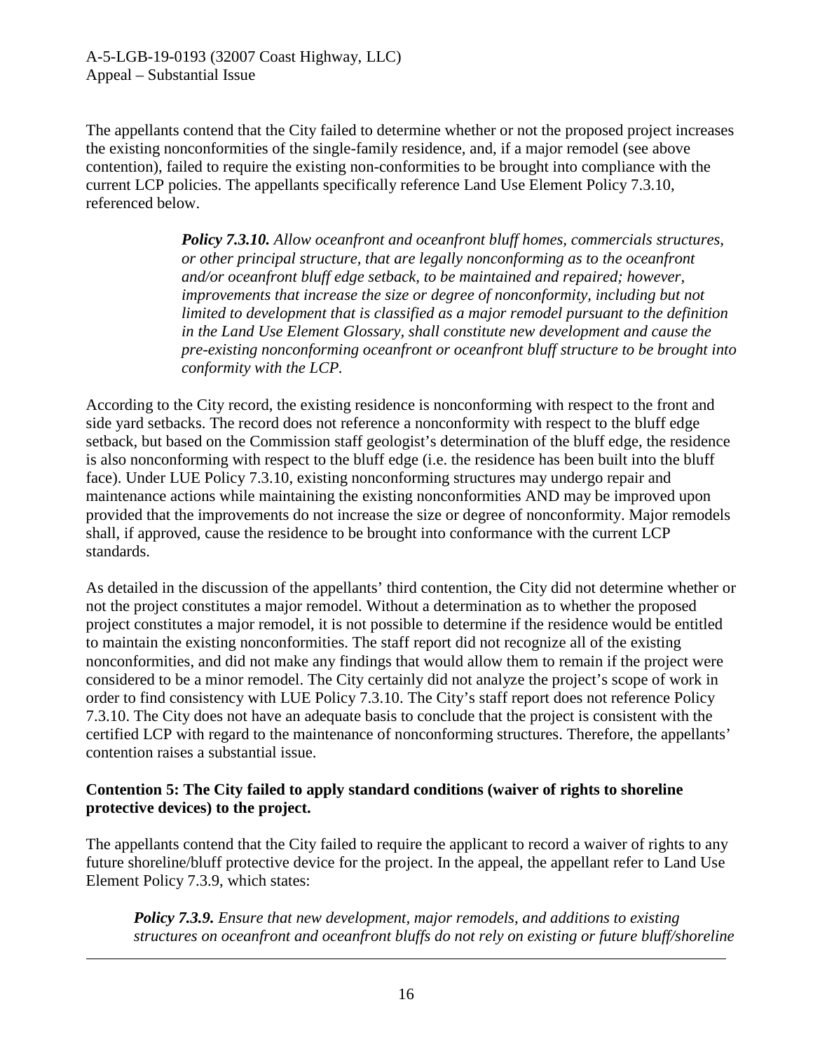The appellants contend that the City failed to determine whether or not the proposed project increases the existing nonconformities of the single-family residence, and, if a major remodel (see above contention), failed to require the existing non-conformities to be brought into compliance with the current LCP policies. The appellants specifically reference Land Use Element Policy 7.3.10, referenced below.

> ***Policy 7.3.10.*** *Allow oceanfront and oceanfront bluff homes, commercials structures, or other principal structure, that are legally nonconforming as to the oceanfront and/or oceanfront bluff edge setback, to be maintained and repaired; however, improvements that increase the size or degree of nonconformity, including but not limited to development that is classified as a major remodel pursuant to the definition in the Land Use Element Glossary, shall constitute new development and cause the pre-existing nonconforming oceanfront or oceanfront bluff structure to be brought into conformity with the LCP.*

According to the City record, the existing residence is nonconforming with respect to the front and side yard setbacks. The record does not reference a nonconformity with respect to the bluff edge setback, but based on the Commission staff geologist's determination of the bluff edge, the residence is also nonconforming with respect to the bluff edge (i.e. the residence has been built into the bluff face). Under LUE Policy 7.3.10, existing nonconforming structures may undergo repair and maintenance actions while maintaining the existing nonconformities AND may be improved upon provided that the improvements do not increase the size or degree of nonconformity. Major remodels shall, if approved, cause the residence to be brought into conformance with the current LCP standards.

As detailed in the discussion of the appellants' third contention, the City did not determine whether or not the project constitutes a major remodel. Without a determination as to whether the proposed project constitutes a major remodel, it is not possible to determine if the residence would be entitled to maintain the existing nonconformities. The staff report did not recognize all of the existing nonconformities, and did not make any findings that would allow them to remain if the project were considered to be a minor remodel. The City certainly did not analyze the project's scope of work in order to find consistency with LUE Policy 7.3.10. The City's staff report does not reference Policy 7.3.10. The City does not have an adequate basis to conclude that the project is consistent with the certified LCP with regard to the maintenance of nonconforming structures. Therefore, the appellants' contention raises a substantial issue.

**Contention 5: The City failed to apply standard conditions (waiver of rights to shoreline protective devices) to the project.**

The appellants contend that the City failed to require the applicant to record a waiver of rights to any future shoreline/bluff protective device for the project. In the appeal, the appellant refer to Land Use Element Policy 7.3.9, which states:

> ***Policy 7.3.9.*** *Ensure that new development, major remodels, and additions to existing structures on oceanfront and oceanfront bluffs do not rely on existing or future bluff/shoreline*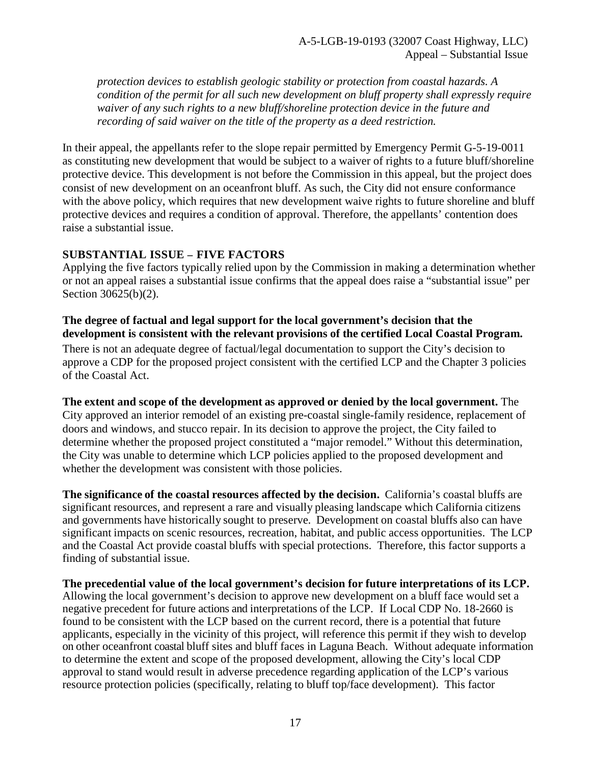*protection devices to establish geologic stability or protection from coastal hazards. A condition of the permit for all such new development on bluff property shall expressly require waiver of any such rights to a new bluff/shoreline protection device in the future and recording of said waiver on the title of the property as a deed restriction.*

In their appeal, the appellants refer to the slope repair permitted by Emergency Permit G-5-19-0011 as constituting new development that would be subject to a waiver of rights to a future bluff/shoreline protective device. This development is not before the Commission in this appeal, but the project does consist of new development on an oceanfront bluff. As such, the City did not ensure conformance with the above policy, which requires that new development waive rights to future shoreline and bluff protective devices and requires a condition of approval. Therefore, the appellants' contention does raise a substantial issue.

**SUBSTANTIAL ISSUE – FIVE FACTORS**

Applying the five factors typically relied upon by the Commission in making a determination whether or not an appeal raises a substantial issue confirms that the appeal does raise a "substantial issue" per Section 30625(b)(2).

**The degree of factual and legal support for the local government's decision that the development is consistent with the relevant provisions of the certified Local Coastal Program.** There is not an adequate degree of factual/legal documentation to support the City's decision to approve a CDP for the proposed project consistent with the certified LCP and the Chapter 3 policies of the Coastal Act.

**The extent and scope of the development as approved or denied by the local government.** The City approved an interior remodel of an existing pre-coastal single-family residence, replacement of doors and windows, and stucco repair. In its decision to approve the project, the City failed to determine whether the proposed project constituted a "major remodel." Without this determination, the City was unable to determine which LCP policies applied to the proposed development and whether the development was consistent with those policies.

**The significance of the coastal resources affected by the decision.** California's coastal bluffs are significant resources, and represent a rare and visually pleasing landscape which California citizens and governments have historically sought to preserve. Development on coastal bluffs also can have significant impacts on scenic resources, recreation, habitat, and public access opportunities. The LCP and the Coastal Act provide coastal bluffs with special protections. Therefore, this factor supports a finding of substantial issue.

**The precedential value of the local government's decision for future interpretations of its LCP.** Allowing the local government's decision to approve new development on a bluff face would set a negative precedent for future actions and interpretations of the LCP. If Local CDP No. 18-2660 is found to be consistent with the LCP based on the current record, there is a potential that future applicants, especially in the vicinity of this project, will reference this permit if they wish to develop on other oceanfront coastal bluff sites and bluff faces in Laguna Beach. Without adequate information to determine the extent and scope of the proposed development, allowing the City's local CDP approval to stand would result in adverse precedence regarding application of the LCP's various resource protection policies (specifically, relating to bluff top/face development). This factor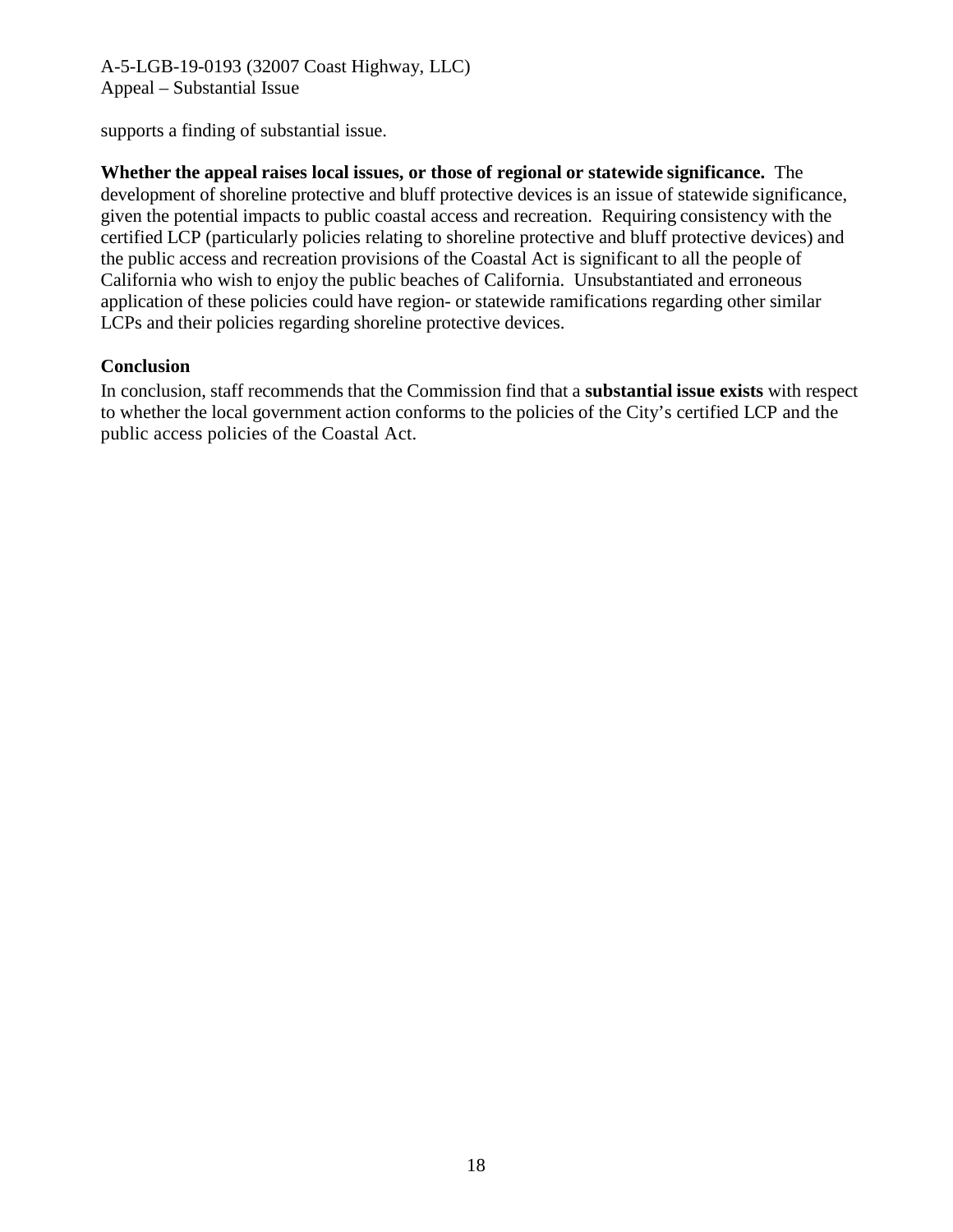supports a finding of substantial issue.

**Whether the appeal raises local issues, or those of regional or statewide significance.** The development of shoreline protective and bluff protective devices is an issue of statewide significance, given the potential impacts to public coastal access and recreation. Requiring consistency with the certified LCP (particularly policies relating to shoreline protective and bluff protective devices) and the public access and recreation provisions of the Coastal Act is significant to all the people of California who wish to enjoy the public beaches of California. Unsubstantiated and erroneous application of these policies could have region- or statewide ramifications regarding other similar LCPs and their policies regarding shoreline protective devices.

**Conclusion**

In conclusion, staff recommends that the Commission find that a **substantial issue exists** with respect to whether the local government action conforms to the policies of the City's certified LCP and the public access policies of the Coastal Act.